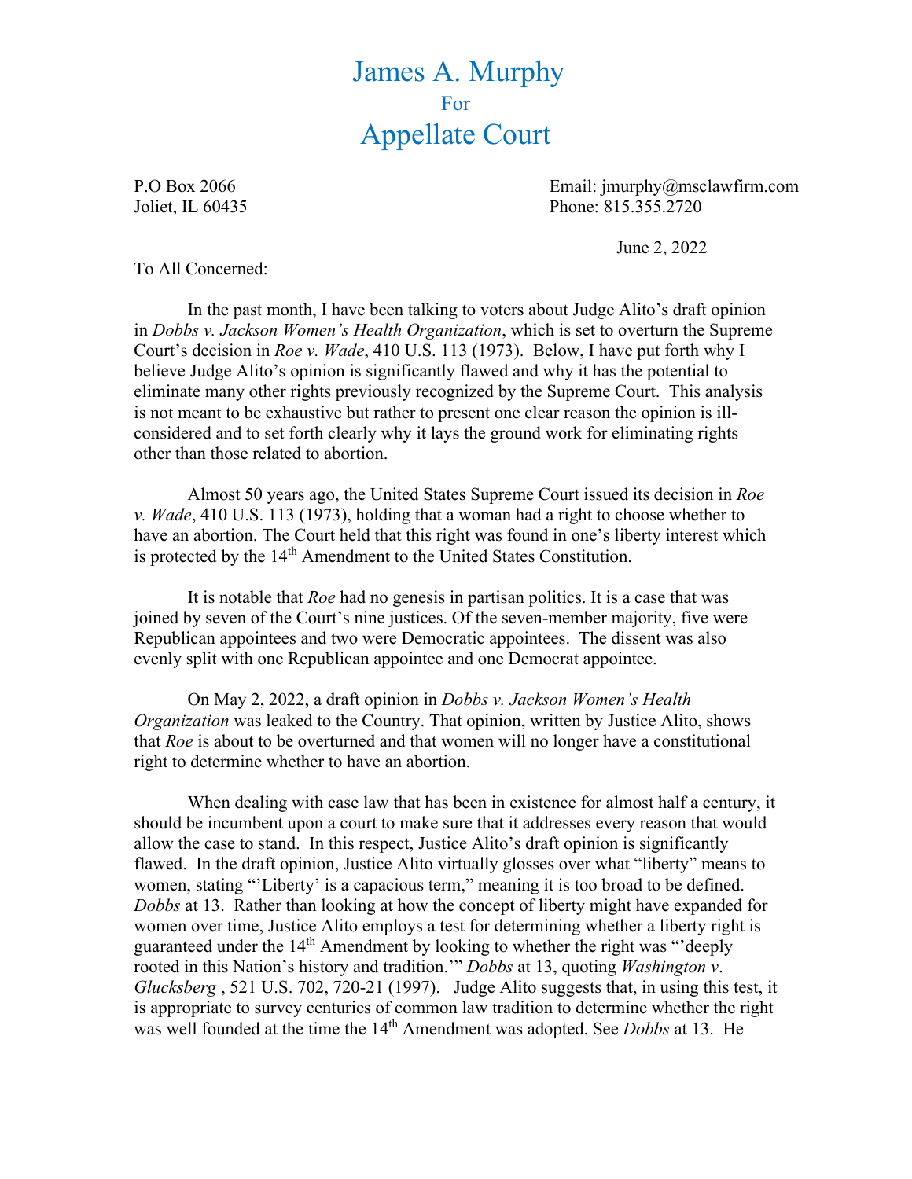# James A. Murphy

For

# Appellate Court

P.O Box 2066
Joliet, IL 60435

Email: jmurphy@msclawfirm.com
Phone: 815.355.2720

June 2, 2022

To All Concerned:

In the past month, I have been talking to voters about Judge Alito's draft opinion in *Dobbs v. Jackson Women's Health Organization*, which is set to overturn the Supreme Court's decision in *Roe v. Wade*, 410 U.S. 113 (1973). Below, I have put forth why I believe Judge Alito's opinion is significantly flawed and why it has the potential to eliminate many other rights previously recognized by the Supreme Court. This analysis is not meant to be exhaustive but rather to present one clear reason the opinion is ill-considered and to set forth clearly why it lays the ground work for eliminating rights other than those related to abortion.

Almost 50 years ago, the United States Supreme Court issued its decision in *Roe v. Wade*, 410 U.S. 113 (1973), holding that a woman had a right to choose whether to have an abortion. The Court held that this right was found in one's liberty interest which is protected by the 14th Amendment to the United States Constitution.

It is notable that *Roe* had no genesis in partisan politics. It is a case that was joined by seven of the Court's nine justices. Of the seven-member majority, five were Republican appointees and two were Democratic appointees. The dissent was also evenly split with one Republican appointee and one Democrat appointee.

On May 2, 2022, a draft opinion in *Dobbs v. Jackson Women's Health Organization* was leaked to the Country. That opinion, written by Justice Alito, shows that *Roe* is about to be overturned and that women will no longer have a constitutional right to determine whether to have an abortion.

When dealing with case law that has been in existence for almost half a century, it should be incumbent upon a court to make sure that it addresses every reason that would allow the case to stand. In this respect, Justice Alito's draft opinion is significantly flawed. In the draft opinion, Justice Alito virtually glosses over what "liberty" means to women, stating "'Liberty' is a capacious term," meaning it is too broad to be defined. *Dobbs* at 13. Rather than looking at how the concept of liberty might have expanded for women over time, Justice Alito employs a test for determining whether a liberty right is guaranteed under the 14th Amendment by looking to whether the right was "'deeply rooted in this Nation's history and tradition.'" *Dobbs* at 13, quoting *Washington v. Glucksberg* , 521 U.S. 702, 720-21 (1997). Judge Alito suggests that, in using this test, it is appropriate to survey centuries of common law tradition to determine whether the right was well founded at the time the 14th Amendment was adopted. See *Dobbs* at 13. He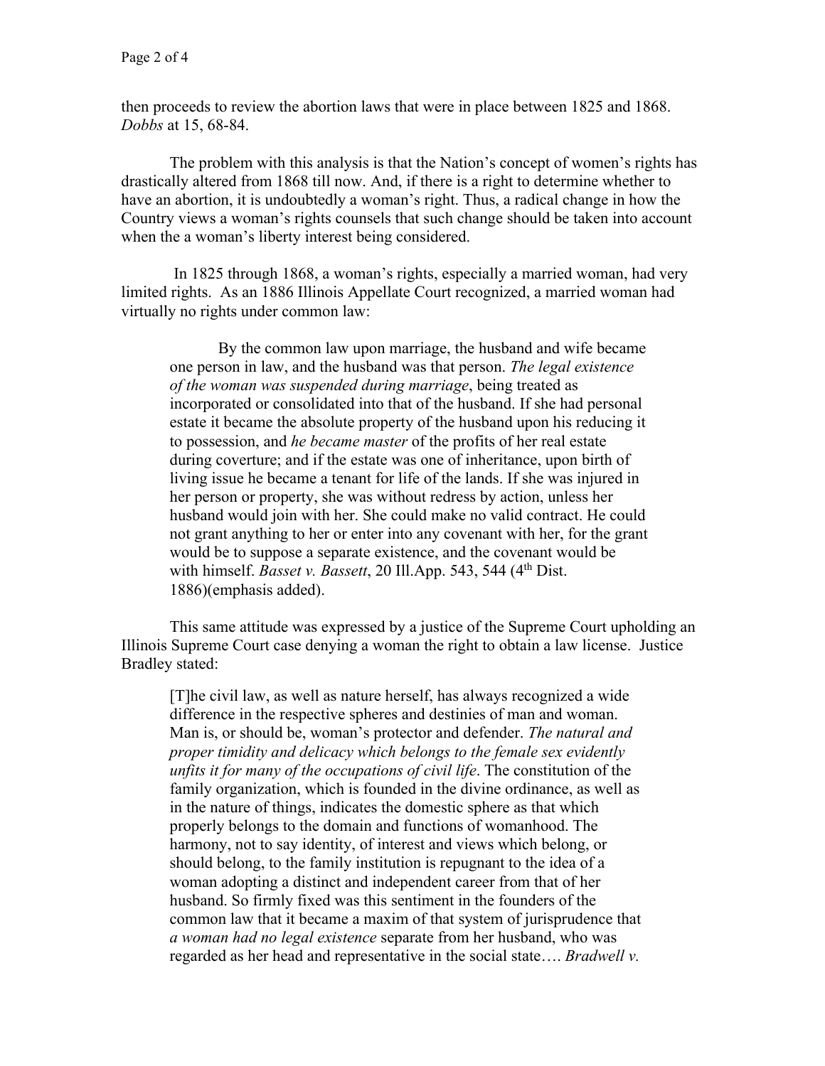then proceeds to review the abortion laws that were in place between 1825 and 1868. *Dobbs* at 15, 68-84.

The problem with this analysis is that the Nation's concept of women's rights has drastically altered from 1868 till now. And, if there is a right to determine whether to have an abortion, it is undoubtedly a woman's right. Thus, a radical change in how the Country views a woman's rights counsels that such change should be taken into account when the a woman's liberty interest being considered.

In 1825 through 1868, a woman's rights, especially a married woman, had very limited rights. As an 1886 Illinois Appellate Court recognized, a married woman had virtually no rights under common law:

> By the common law upon marriage, the husband and wife became one person in law, and the husband was that person. *The legal existence of the woman was suspended during marriage*, being treated as incorporated or consolidated into that of the husband. If she had personal estate it became the absolute property of the husband upon his reducing it to possession, and *he became master* of the profits of her real estate during coverture; and if the estate was one of inheritance, upon birth of living issue he became a tenant for life of the lands. If she was injured in her person or property, she was without redress by action, unless her husband would join with her. She could make no valid contract. He could not grant anything to her or enter into any covenant with her, for the grant would be to suppose a separate existence, and the covenant would be with himself. *Basset v. Bassett*, 20 Ill.App. 543, 544 (4th Dist. 1886)(emphasis added).

This same attitude was expressed by a justice of the Supreme Court upholding an Illinois Supreme Court case denying a woman the right to obtain a law license. Justice Bradley stated:

> [T]he civil law, as well as nature herself, has always recognized a wide difference in the respective spheres and destinies of man and woman. Man is, or should be, woman's protector and defender. *The natural and proper timidity and delicacy which belongs to the female sex evidently unfits it for many of the occupations of civil life*. The constitution of the family organization, which is founded in the divine ordinance, as well as in the nature of things, indicates the domestic sphere as that which properly belongs to the domain and functions of womanhood. The harmony, not to say identity, of interest and views which belong, or should belong, to the family institution is repugnant to the idea of a woman adopting a distinct and independent career from that of her husband. So firmly fixed was this sentiment in the founders of the common law that it became a maxim of that system of jurisprudence that *a woman had no legal existence* separate from her husband, who was regarded as her head and representative in the social state…. *Bradwell v.*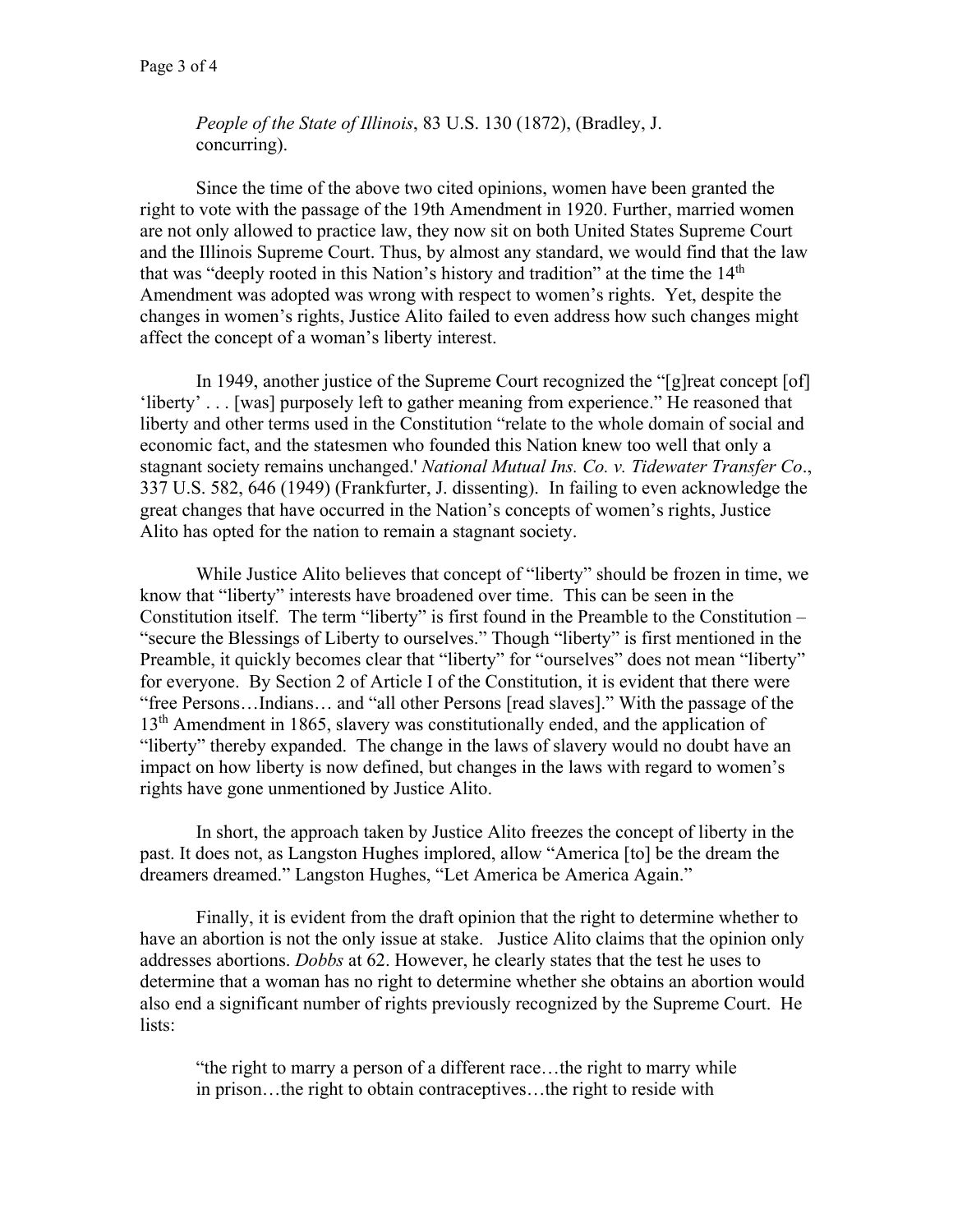*People of the State of Illinois*, 83 U.S. 130 (1872), (Bradley, J. concurring).

Since the time of the above two cited opinions, women have been granted the right to vote with the passage of the 19th Amendment in 1920. Further, married women are not only allowed to practice law, they now sit on both United States Supreme Court and the Illinois Supreme Court. Thus, by almost any standard, we would find that the law that was "deeply rooted in this Nation's history and tradition" at the time the 14th Amendment was adopted was wrong with respect to women's rights. Yet, despite the changes in women's rights, Justice Alito failed to even address how such changes might affect the concept of a woman's liberty interest.

In 1949, another justice of the Supreme Court recognized the "[g]reat concept [of] 'liberty' . . . [was] purposely left to gather meaning from experience." He reasoned that liberty and other terms used in the Constitution "relate to the whole domain of social and economic fact, and the statesmen who founded this Nation knew too well that only a stagnant society remains unchanged.' *National Mutual Ins. Co. v. Tidewater Transfer Co*., 337 U.S. 582, 646 (1949) (Frankfurter, J. dissenting). In failing to even acknowledge the great changes that have occurred in the Nation's concepts of women's rights, Justice Alito has opted for the nation to remain a stagnant society.

While Justice Alito believes that concept of "liberty" should be frozen in time, we know that "liberty" interests have broadened over time. This can be seen in the Constitution itself. The term "liberty" is first found in the Preamble to the Constitution – "secure the Blessings of Liberty to ourselves." Though "liberty" is first mentioned in the Preamble, it quickly becomes clear that "liberty" for "ourselves" does not mean "liberty" for everyone. By Section 2 of Article I of the Constitution, it is evident that there were "free Persons…Indians… and "all other Persons [read slaves]." With the passage of the 13th Amendment in 1865, slavery was constitutionally ended, and the application of "liberty" thereby expanded. The change in the laws of slavery would no doubt have an impact on how liberty is now defined, but changes in the laws with regard to women's rights have gone unmentioned by Justice Alito.

In short, the approach taken by Justice Alito freezes the concept of liberty in the past. It does not, as Langston Hughes implored, allow "America [to] be the dream the dreamers dreamed." Langston Hughes, "Let America be America Again."

Finally, it is evident from the draft opinion that the right to determine whether to have an abortion is not the only issue at stake. Justice Alito claims that the opinion only addresses abortions. *Dobbs* at 62. However, he clearly states that the test he uses to determine that a woman has no right to determine whether she obtains an abortion would also end a significant number of rights previously recognized by the Supreme Court. He lists:

> "the right to marry a person of a different race…the right to marry while in prison…the right to obtain contraceptives…the right to reside with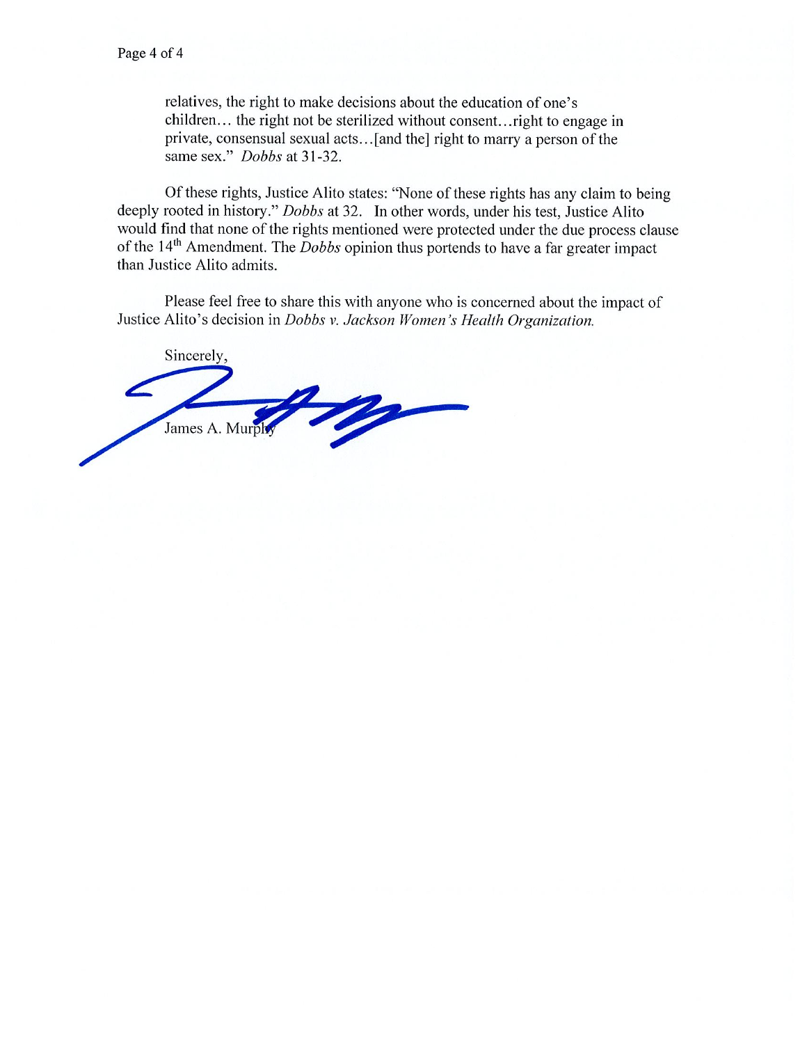relatives, the right to make decisions about the education of one's children… the right not be sterilized without consent…right to engage in private, consensual sexual acts…[and the] right to marry a person of the same sex." *Dobbs* at 31-32.

Of these rights, Justice Alito states: "None of these rights has any claim to being deeply rooted in history." *Dobbs* at 32. In other words, under his test, Justice Alito would find that none of the rights mentioned were protected under the due process clause of the 14th Amendment. The *Dobbs* opinion thus portends to have a far greater impact than Justice Alito admits.

Please feel free to share this with anyone who is concerned about the impact of Justice Alito's decision in *Dobbs v. Jackson Women's Health Organization.*

Sincerely,

James A. Murphy